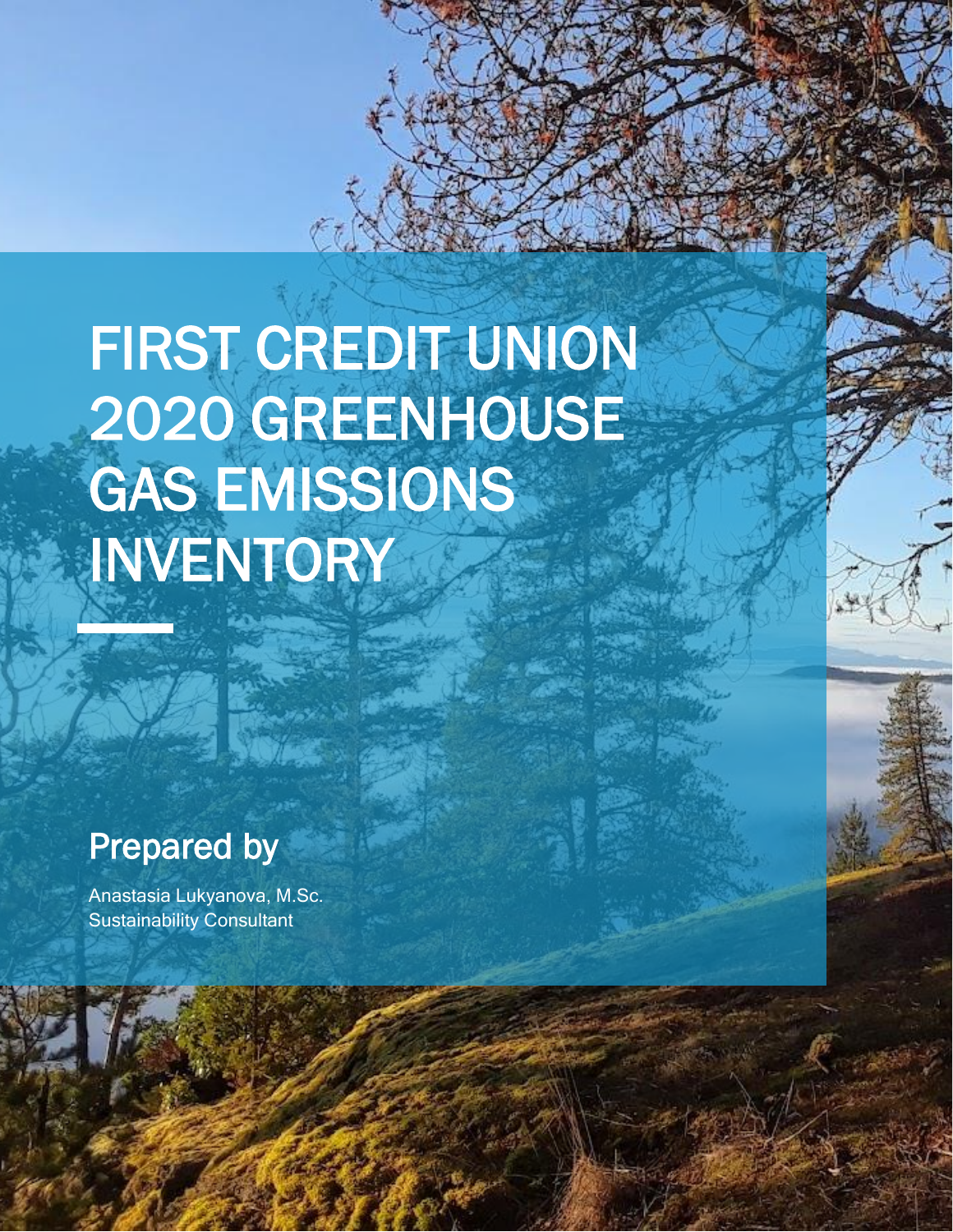# FIRST CREDIT UNION 2020 GREENHOUSE GAS EMISSIONS INVENTORY

## Prepared by

Anastasia Lukyanova, M.Sc.
Sustainability Consultant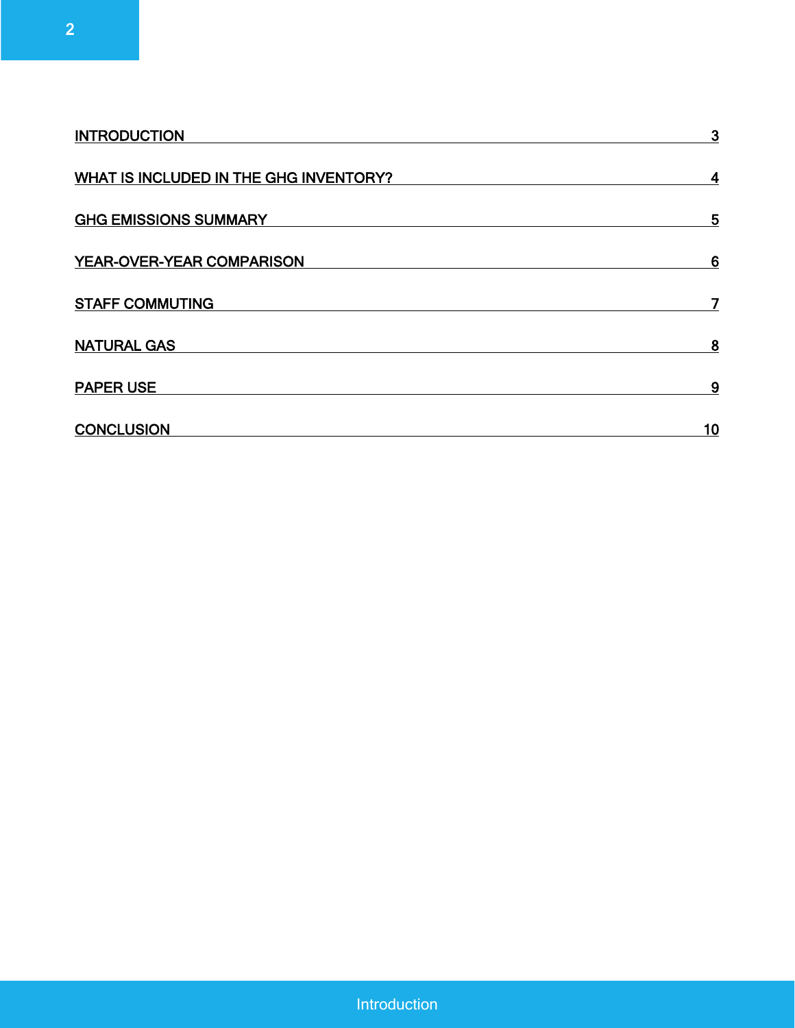| | |
|---|---|
| INTRODUCTION | 3 |
| WHAT IS INCLUDED IN THE GHG INVENTORY? | 4 |
| GHG EMISSIONS SUMMARY | 5 |
| YEAR-OVER-YEAR COMPARISON | 6 |
| STAFF COMMUTING | 7 |
| NATURAL GAS | 8 |
| PAPER USE | 9 |
| CONCLUSION | 10 |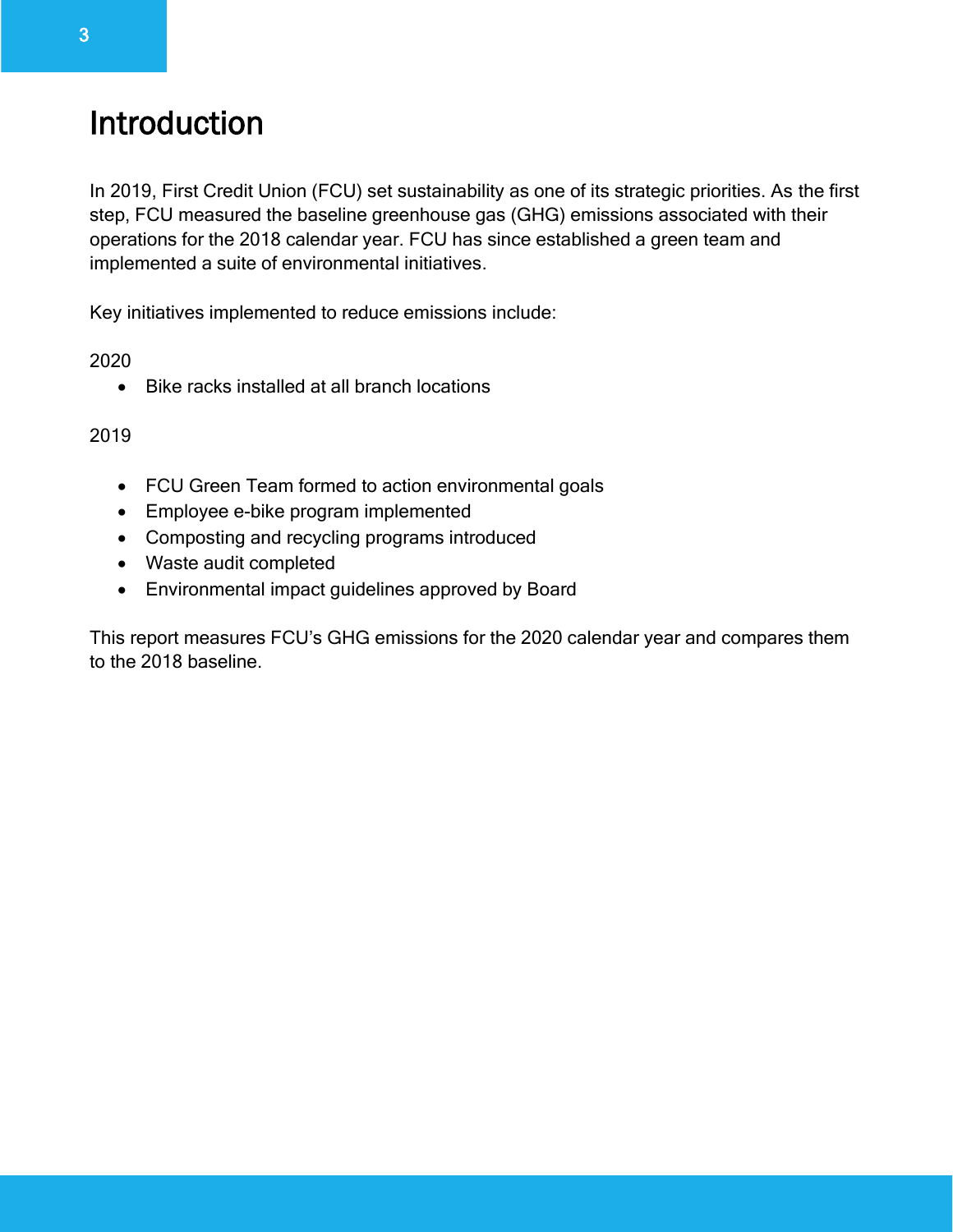# Introduction

In 2019, First Credit Union (FCU) set sustainability as one of its strategic priorities. As the first step, FCU measured the baseline greenhouse gas (GHG) emissions associated with their operations for the 2018 calendar year. FCU has since established a green team and implemented a suite of environmental initiatives.

Key initiatives implemented to reduce emissions include:

2020

- Bike racks installed at all branch locations

2019

- FCU Green Team formed to action environmental goals
- Employee e-bike program implemented
- Composting and recycling programs introduced
- Waste audit completed
- Environmental impact guidelines approved by Board

This report measures FCU's GHG emissions for the 2020 calendar year and compares them to the 2018 baseline.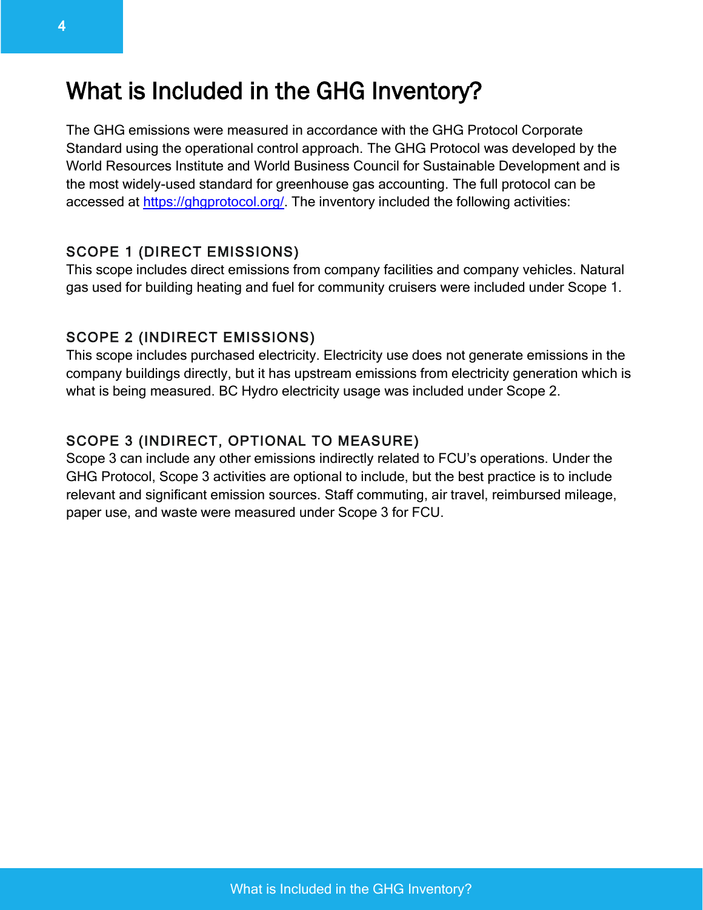# What is Included in the GHG Inventory?

The GHG emissions were measured in accordance with the GHG Protocol Corporate Standard using the operational control approach. The GHG Protocol was developed by the World Resources Institute and World Business Council for Sustainable Development and is the most widely-used standard for greenhouse gas accounting. The full protocol can be accessed at https://ghgprotocol.org/. The inventory included the following activities:

### SCOPE 1 (DIRECT EMISSIONS)

This scope includes direct emissions from company facilities and company vehicles. Natural gas used for building heating and fuel for community cruisers were included under Scope 1.

### SCOPE 2 (INDIRECT EMISSIONS)

This scope includes purchased electricity. Electricity use does not generate emissions in the company buildings directly, but it has upstream emissions from electricity generation which is what is being measured. BC Hydro electricity usage was included under Scope 2.

### SCOPE 3 (INDIRECT, OPTIONAL TO MEASURE)

Scope 3 can include any other emissions indirectly related to FCU's operations. Under the GHG Protocol, Scope 3 activities are optional to include, but the best practice is to include relevant and significant emission sources. Staff commuting, air travel, reimbursed mileage, paper use, and waste were measured under Scope 3 for FCU.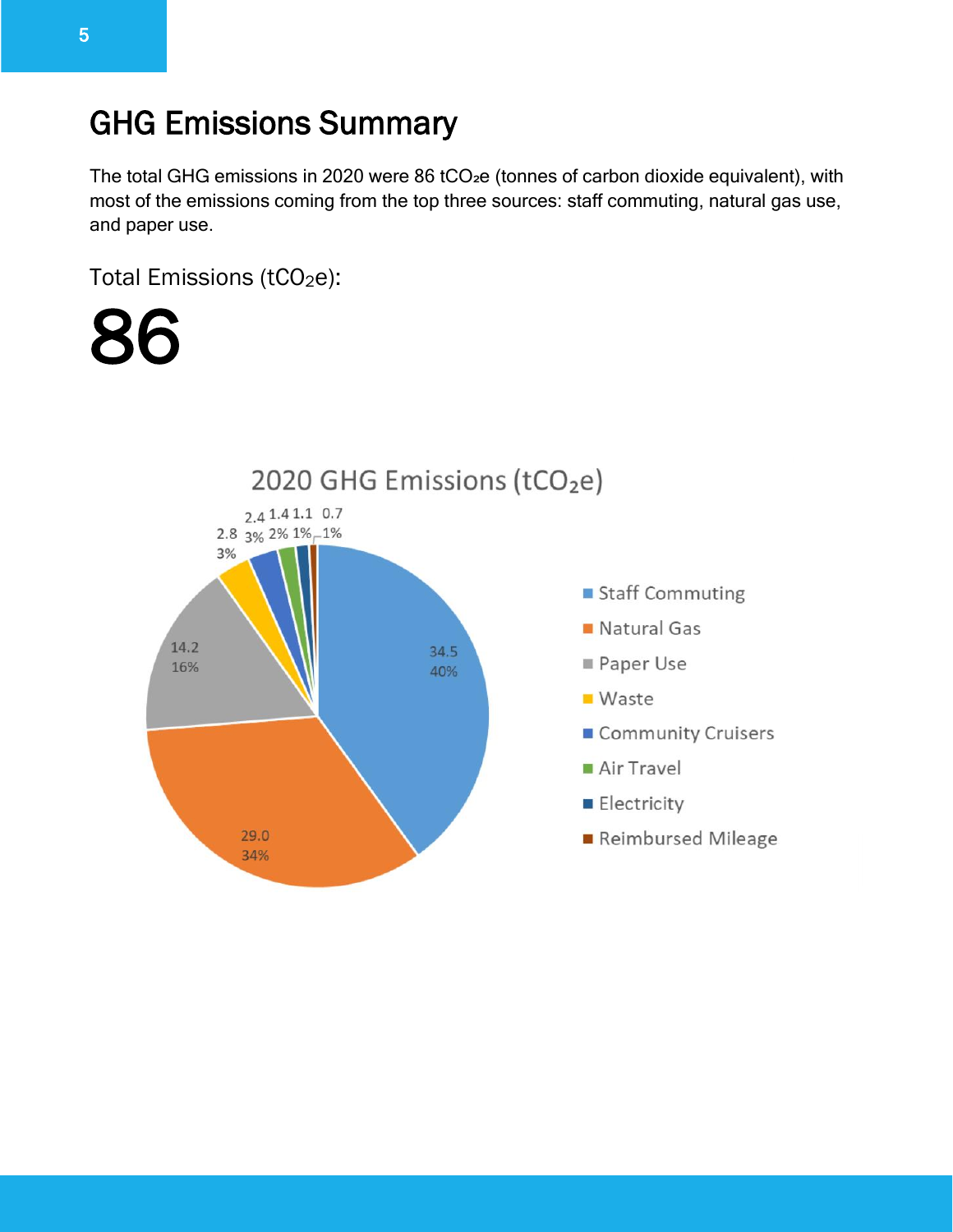## GHG Emissions Summary

The total GHG emissions in 2020 were 86 $tCO_2e$ (tonnes of carbon dioxide equivalent), with most of the emissions coming from the top three sources: staff commuting, natural gas use, and paper use.

Total Emissions ($tCO_2e$):

# 86

2020 GHG Emissions ($tCO_2e$)

| Source | $tCO_2e$ | % |
|---|---|---|
| Staff Commuting | 34.5 | 40% |
| Natural Gas | 29.0 | 34% |
| Paper Use | 14.2 | 16% |
| Waste | 2.8 | 3% |
| Community Cruisers | 2.4 | 3% |
| Air Travel | 1.4 | 2% |
| Electricity | 1.1 | 1% |
| Reimbursed Mileage | 0.7 | 1% |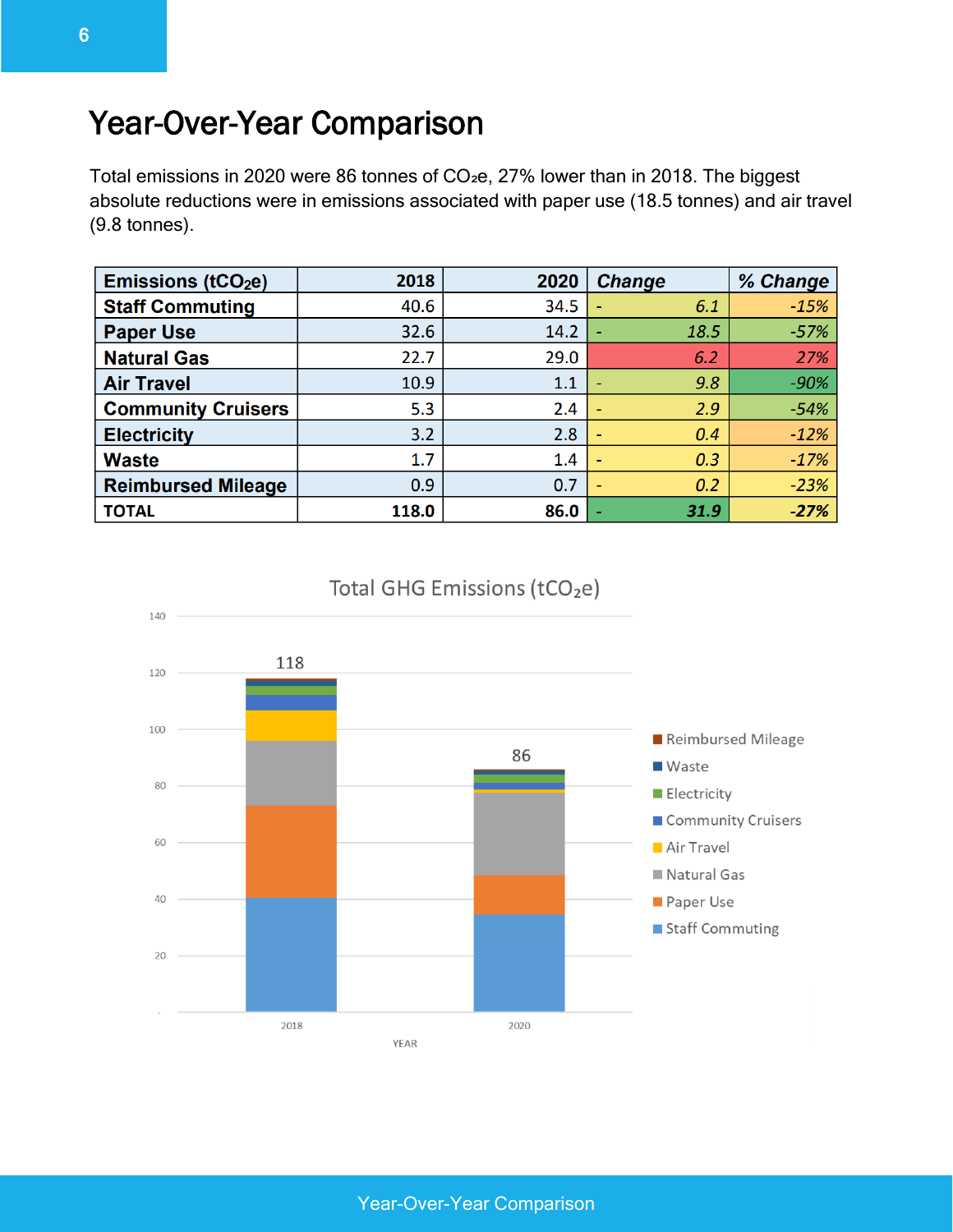# Year-Over-Year Comparison

Total emissions in 2020 were 86 tonnes of $CO_2e$, 27% lower than in 2018. The biggest absolute reductions were in emissions associated with paper use (18.5 tonnes) and air travel (9.8 tonnes).

| Emissions ($tCO_2e$) | 2018 | 2020 | *Change* | *% Change* |
|---|---|---|---|---|
| Staff Commuting | 40.6 | 34.5 | *- 6.1* | *-15%* |
| Paper Use | 32.6 | 14.2 | *- 18.5* | *-57%* |
| Natural Gas | 22.7 | 29.0 | *6.2* | *27%* |
| Air Travel | 10.9 | 1.1 | *- 9.8* | *-90%* |
| Community Cruisers | 5.3 | 2.4 | *- 2.9* | *-54%* |
| Electricity | 3.2 | 2.8 | *- 0.4* | *-12%* |
| Waste | 1.7 | 1.4 | *- 0.3* | *-17%* |
| Reimbursed Mileage | 0.9 | 0.7 | *- 0.2* | *-23%* |
| **TOTAL** | **118.0** | **86.0** | ***- 31.9*** | ***-27%*** |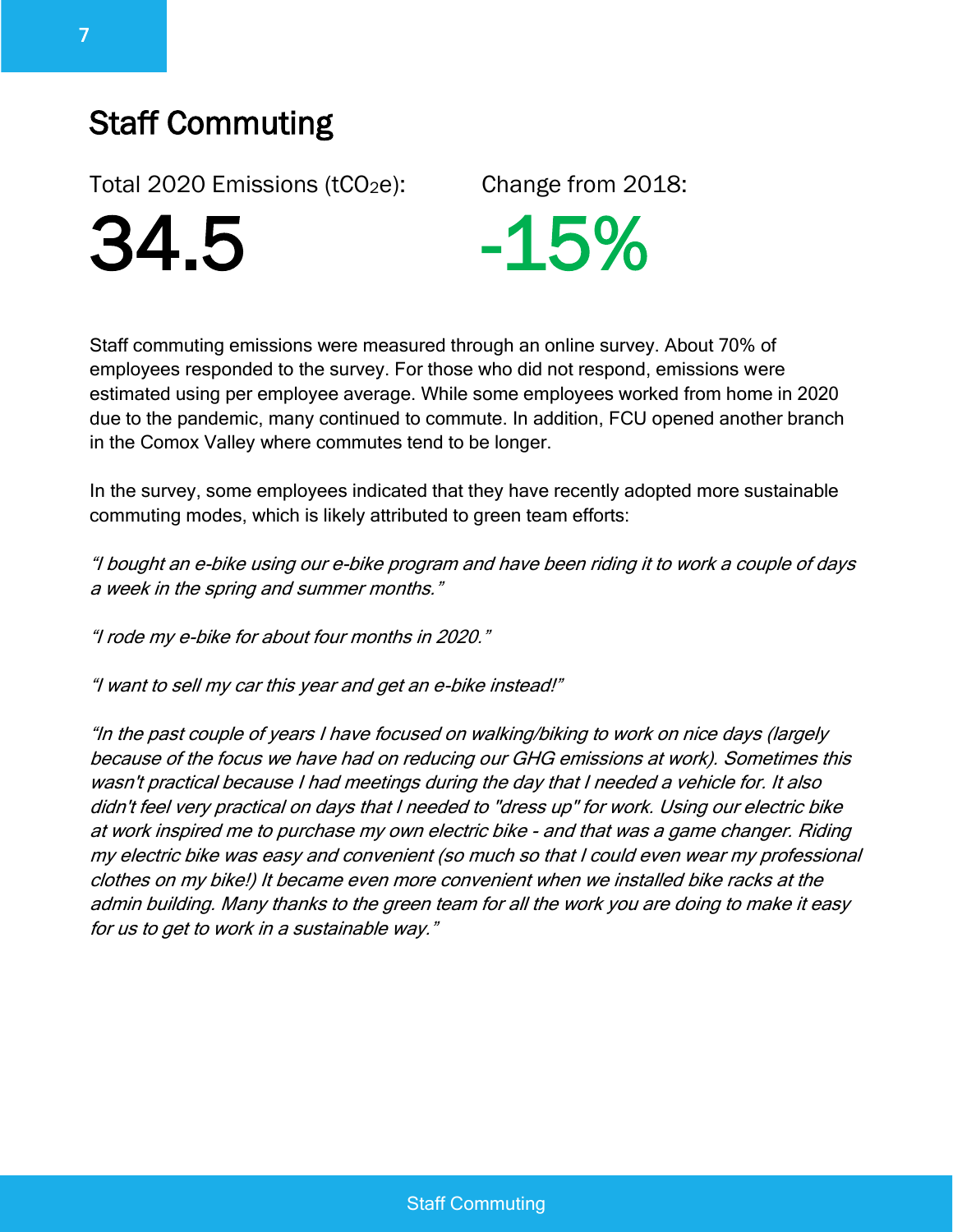# Staff Commuting

Total 2020 Emissions ($tCO_2e$):

**34.5**

Change from 2018:

**-15%**

Staff commuting emissions were measured through an online survey. About 70% of employees responded to the survey. For those who did not respond, emissions were estimated using per employee average. While some employees worked from home in 2020 due to the pandemic, many continued to commute. In addition, FCU opened another branch in the Comox Valley where commutes tend to be longer.

In the survey, some employees indicated that they have recently adopted more sustainable commuting modes, which is likely attributed to green team efforts:

*"I bought an e-bike using our e-bike program and have been riding it to work a couple of days a week in the spring and summer months."*

*"I rode my e-bike for about four months in 2020."*

*"I want to sell my car this year and get an e-bike instead!"*

*"In the past couple of years I have focused on walking/biking to work on nice days (largely because of the focus we have had on reducing our GHG emissions at work). Sometimes this wasn't practical because I had meetings during the day that I needed a vehicle for. It also didn't feel very practical on days that I needed to "dress up" for work. Using our electric bike at work inspired me to purchase my own electric bike - and that was a game changer. Riding my electric bike was easy and convenient (so much so that I could even wear my professional clothes on my bike!) It became even more convenient when we installed bike racks at the admin building. Many thanks to the green team for all the work you are doing to make it easy for us to get to work in a sustainable way."*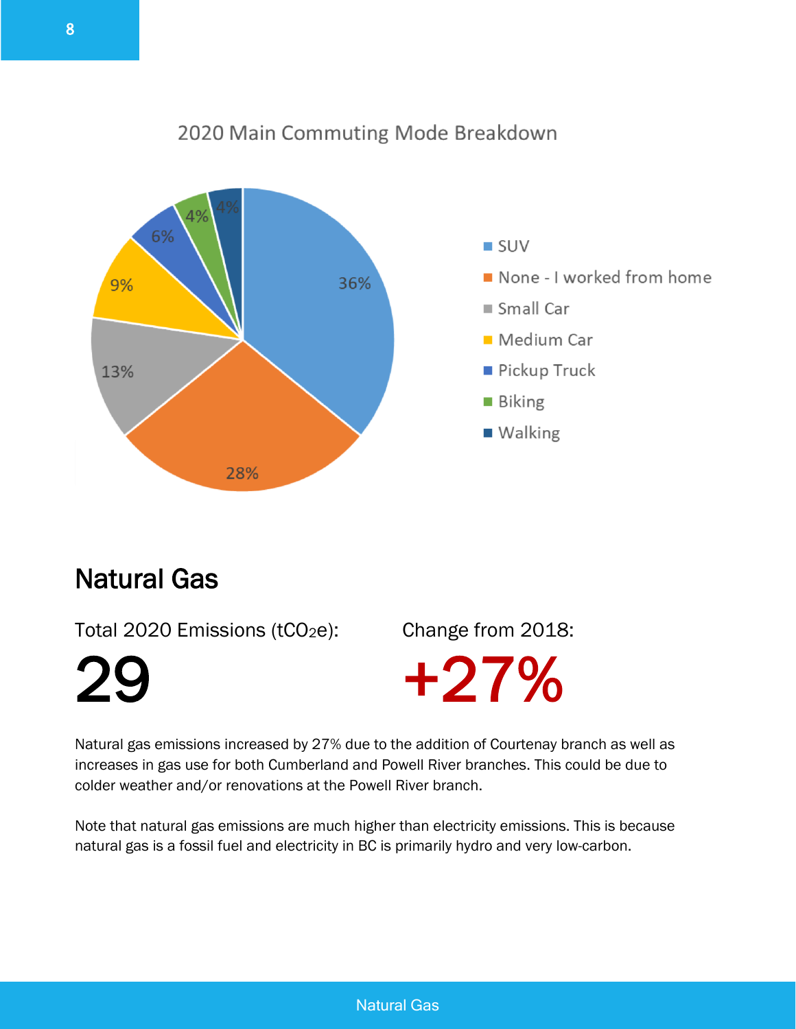2020 Main Commuting Mode Breakdown

| Mode | Share |
| --- | --- |
| SUV | 36% |
| None - I worked from home | 28% |
| Small Car | 13% |
| Medium Car | 9% |
| Pickup Truck | 6% |
| Biking | 4% |
| Walking | 4% |

## Natural Gas

Total 2020 Emissions ($tCO_2e$):

**29**

Change from 2018:

**+27%**

Natural gas emissions increased by 27% due to the addition of Courtenay branch as well as increases in gas use for both Cumberland and Powell River branches. This could be due to colder weather and/or renovations at the Powell River branch.

Note that natural gas emissions are much higher than electricity emissions. This is because natural gas is a fossil fuel and electricity in BC is primarily hydro and very low-carbon.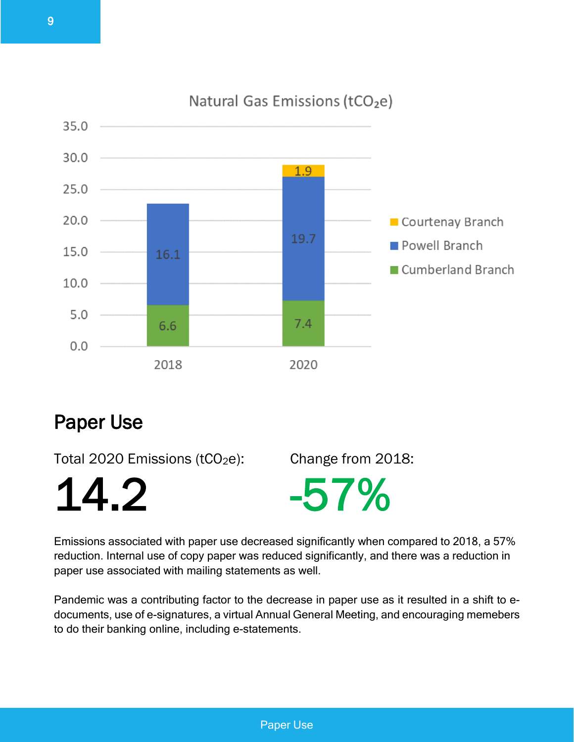Natural Gas Emissions ($tCO_2e$)

| | 2018 | 2020 |
|---|---|---|
| Courtenay Branch | | 1.9 |
| Powell Branch | 16.1 | 19.7 |
| Cumberland Branch | 6.6 | 7.4 |

## Paper Use

Total 2020 Emissions ($tCO_2e$):

**14.2**

Change from 2018:

**-57%**

Emissions associated with paper use decreased significantly when compared to 2018, a 57% reduction. Internal use of copy paper was reduced significantly, and there was a reduction in paper use associated with mailing statements as well.

Pandemic was a contributing factor to the decrease in paper use as it resulted in a shift to e-documents, use of e-signatures, a virtual Annual General Meeting, and encouraging memebers to do their banking online, including e-statements.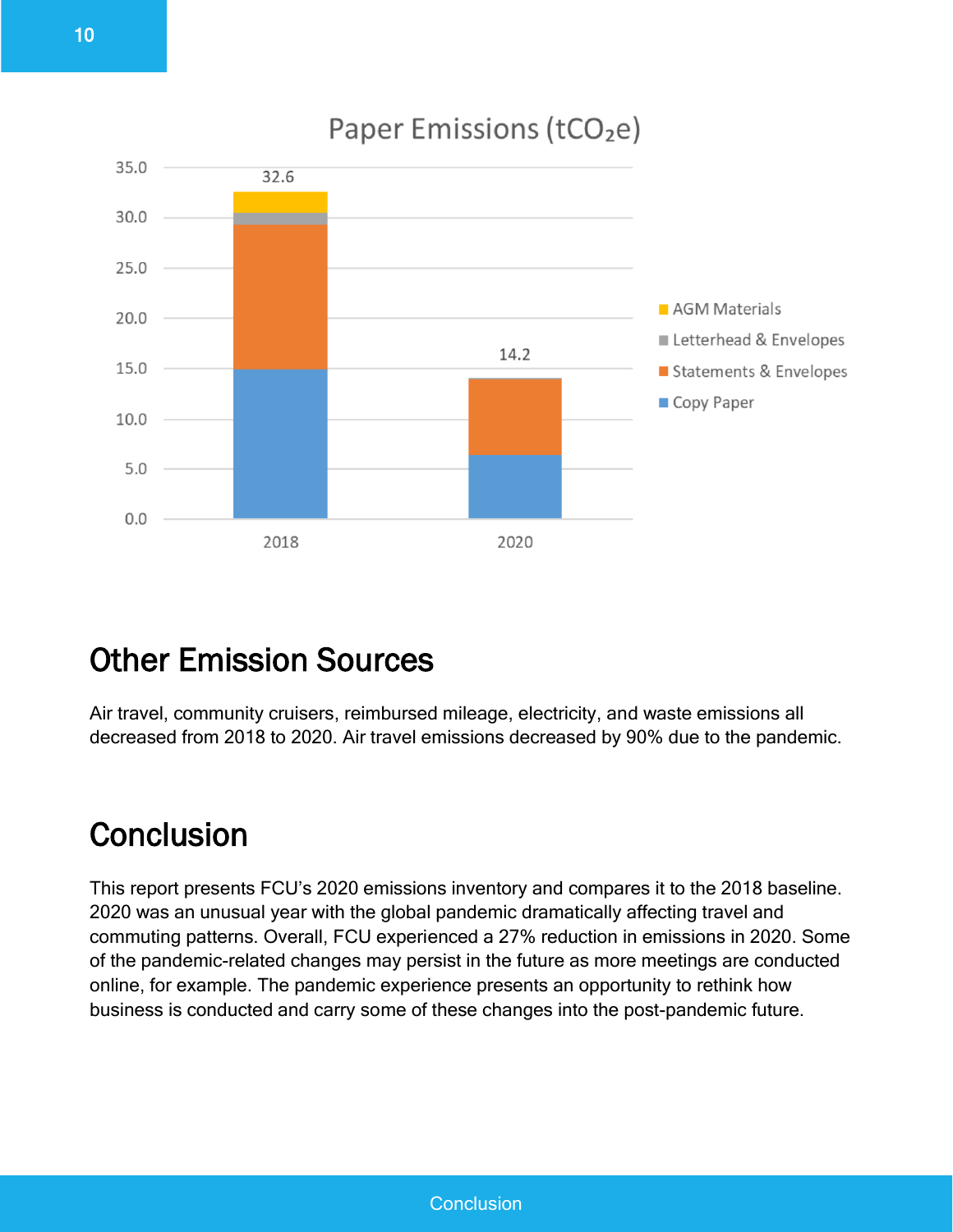Paper Emissions ($tCO_2e$)

35.0
30.0
25.0
20.0
15.0
10.0
5.0
0.0

32.6
14.2

2018
2020

AGM Materials
Letterhead & Envelopes
Statements & Envelopes
Copy Paper

## Other Emission Sources

Air travel, community cruisers, reimbursed mileage, electricity, and waste emissions all decreased from 2018 to 2020. Air travel emissions decreased by 90% due to the pandemic.

## Conclusion

This report presents FCU's 2020 emissions inventory and compares it to the 2018 baseline. 2020 was an unusual year with the global pandemic dramatically affecting travel and commuting patterns. Overall, FCU experienced a 27% reduction in emissions in 2020. Some of the pandemic-related changes may persist in the future as more meetings are conducted online, for example. The pandemic experience presents an opportunity to rethink how business is conducted and carry some of these changes into the post-pandemic future.